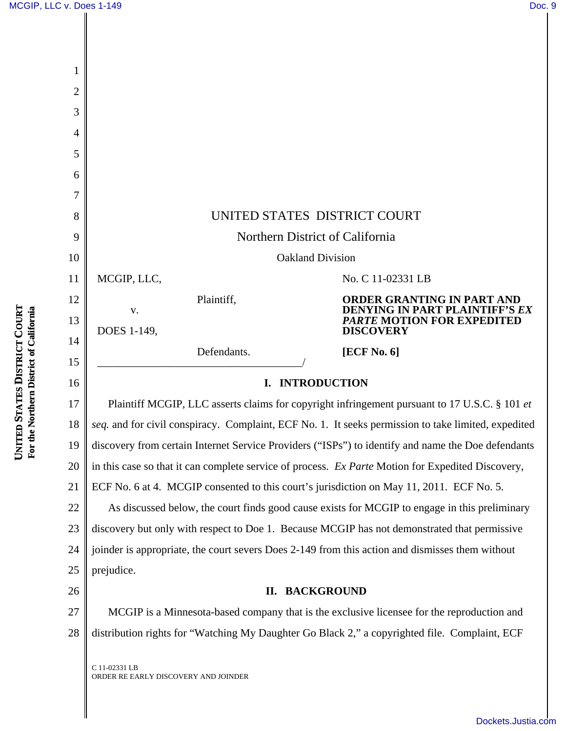UNITED STATES DISTRICT COURT

Northern District of California

Oakland Division

MCGIP, LLC,

Plaintiff,

v.

DOES 1-149,

Defendants.

\_\_\_\_\_\_\_\_\_\_\_\_\_\_\_\_\_\_\_\_\_\_\_\_\_\_\_\_\_\_\_\_\_\_\_\_/

No. C 11-02331 LB

**ORDER GRANTING IN PART AND DENYING IN PART PLAINTIFF'S *EX PARTE* MOTION FOR EXPEDITED DISCOVERY**

**[ECF No. 6]**

## I. INTRODUCTION

Plaintiff MCGIP, LLC asserts claims for copyright infringement pursuant to 17 U.S.C. § 101 *et seq.* and for civil conspiracy. Complaint, ECF No. 1. It seeks permission to take limited, expedited discovery from certain Internet Service Providers ("ISPs") to identify and name the Doe defendants in this case so that it can complete service of process. *Ex Parte* Motion for Expedited Discovery, ECF No. 6 at 4. MCGIP consented to this court's jurisdiction on May 11, 2011. ECF No. 5.

As discussed below, the court finds good cause exists for MCGIP to engage in this preliminary discovery but only with respect to Doe 1. Because MCGIP has not demonstrated that permissive joinder is appropriate, the court severs Does 2-149 from this action and dismisses them without prejudice.

## II. BACKGROUND

MCGIP is a Minnesota-based company that is the exclusive licensee for the reproduction and distribution rights for "Watching My Daughter Go Black 2," a copyrighted file. Complaint, ECF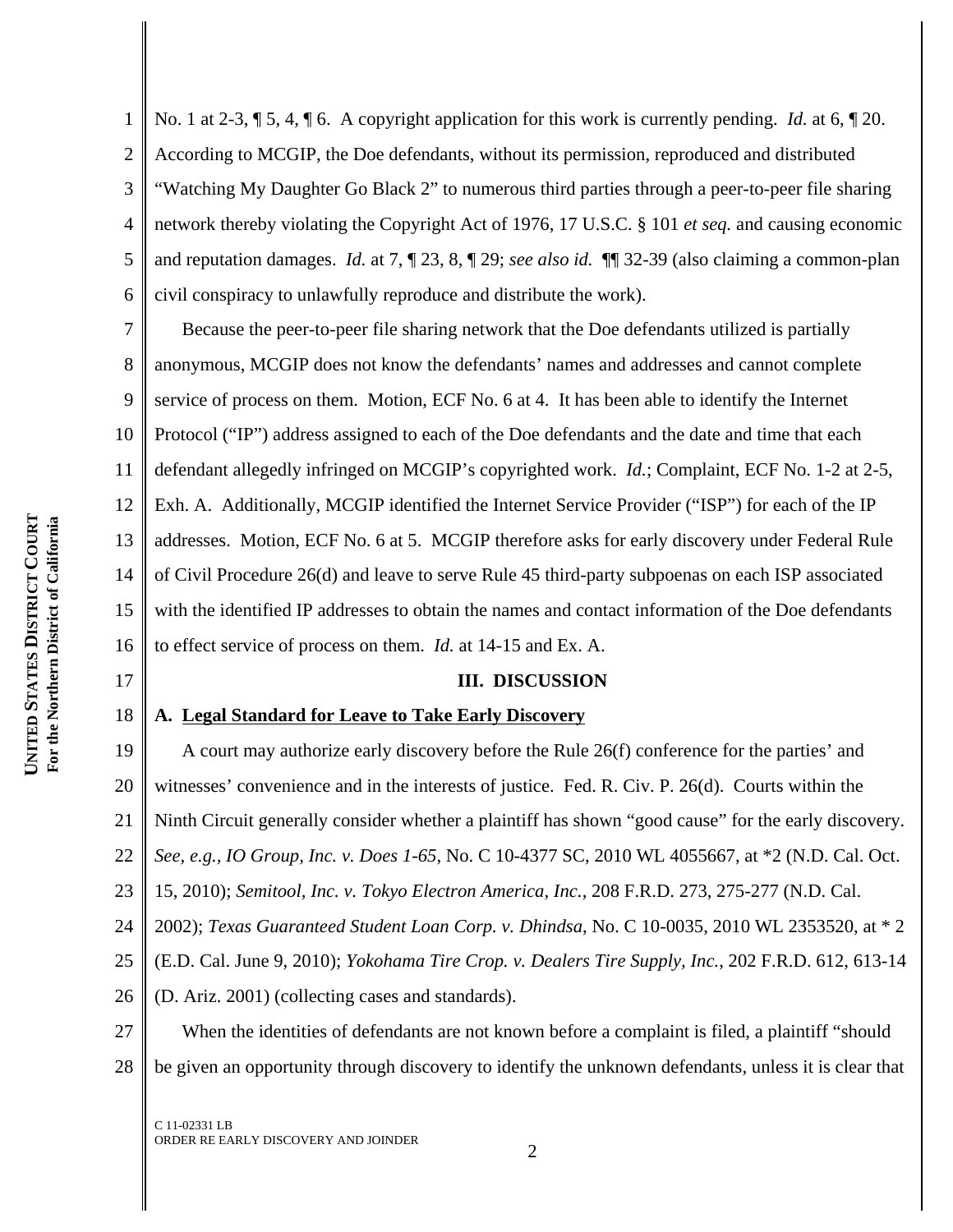No. 1 at 2-3, ¶ 5, 4, ¶ 6. A copyright application for this work is currently pending. *Id.* at 6, ¶ 20. According to MCGIP, the Doe defendants, without its permission, reproduced and distributed "Watching My Daughter Go Black 2" to numerous third parties through a peer-to-peer file sharing network thereby violating the Copyright Act of 1976, 17 U.S.C. § 101 *et seq.* and causing economic and reputation damages. *Id.* at 7, ¶ 23, 8, ¶ 29; *see also id.* ¶¶ 32-39 (also claiming a common-plan civil conspiracy to unlawfully reproduce and distribute the work).

Because the peer-to-peer file sharing network that the Doe defendants utilized is partially anonymous, MCGIP does not know the defendants' names and addresses and cannot complete service of process on them. Motion, ECF No. 6 at 4. It has been able to identify the Internet Protocol ("IP") address assigned to each of the Doe defendants and the date and time that each defendant allegedly infringed on MCGIP's copyrighted work. *Id.*; Complaint, ECF No. 1-2 at 2-5, Exh. A. Additionally, MCGIP identified the Internet Service Provider ("ISP") for each of the IP addresses. Motion, ECF No. 6 at 5. MCGIP therefore asks for early discovery under Federal Rule of Civil Procedure 26(d) and leave to serve Rule 45 third-party subpoenas on each ISP associated with the identified IP addresses to obtain the names and contact information of the Doe defendants to effect service of process on them. *Id.* at 14-15 and Ex. A.

## III. DISCUSSION

### A. Legal Standard for Leave to Take Early Discovery

A court may authorize early discovery before the Rule 26(f) conference for the parties' and witnesses' convenience and in the interests of justice. Fed. R. Civ. P. 26(d). Courts within the Ninth Circuit generally consider whether a plaintiff has shown "good cause" for the early discovery. *See, e.g., IO Group, Inc. v. Does 1-65*, No. C 10-4377 SC, 2010 WL 4055667, at *2 (N.D. Cal. Oct. 15, 2010); *Semitool, Inc. v. Tokyo Electron America, Inc.*, 208 F.R.D. 273, 275-277 (N.D. Cal. 2002); *Texas Guaranteed Student Loan Corp. v. Dhindsa*, No. C 10-0035, 2010 WL 2353520, at * 2 (E.D. Cal. June 9, 2010); *Yokohama Tire Crop. v. Dealers Tire Supply, Inc.*, 202 F.R.D. 612, 613-14 (D. Ariz. 2001) (collecting cases and standards).

When the identities of defendants are not known before a complaint is filed, a plaintiff "should be given an opportunity through discovery to identify the unknown defendants, unless it is clear that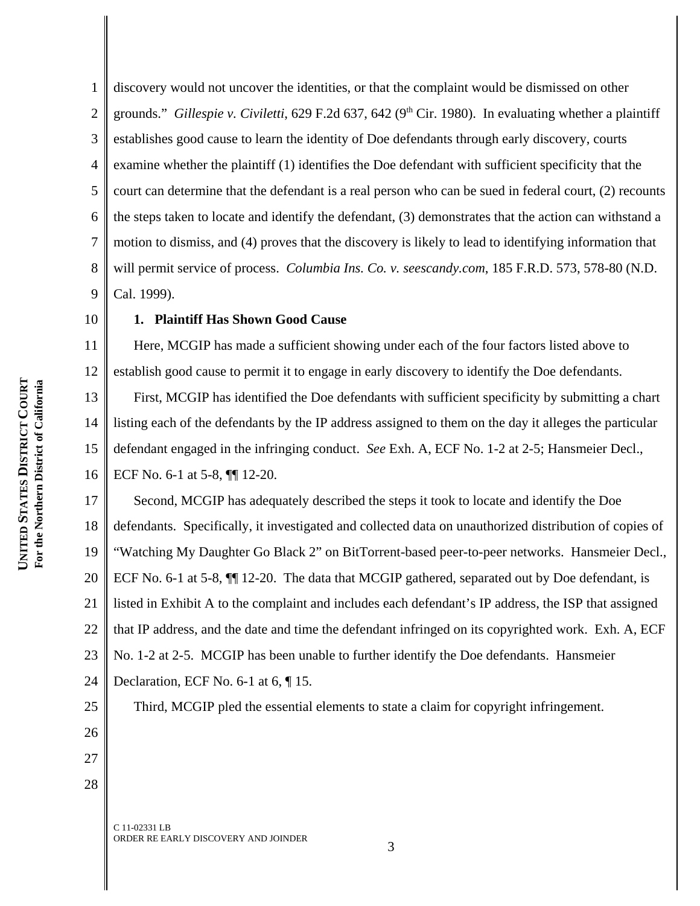discovery would not uncover the identities, or that the complaint would be dismissed on other grounds." *Gillespie v. Civiletti*, 629 F.2d 637, 642 (9th Cir. 1980). In evaluating whether a plaintiff establishes good cause to learn the identity of Doe defendants through early discovery, courts examine whether the plaintiff (1) identifies the Doe defendant with sufficient specificity that the court can determine that the defendant is a real person who can be sued in federal court, (2) recounts the steps taken to locate and identify the defendant, (3) demonstrates that the action can withstand a motion to dismiss, and (4) proves that the discovery is likely to lead to identifying information that will permit service of process. *Columbia Ins. Co. v. seescandy.com*, 185 F.R.D. 573, 578-80 (N.D. Cal. 1999).

**1. Plaintiff Has Shown Good Cause**

Here, MCGIP has made a sufficient showing under each of the four factors listed above to establish good cause to permit it to engage in early discovery to identify the Doe defendants.

First, MCGIP has identified the Doe defendants with sufficient specificity by submitting a chart listing each of the defendants by the IP address assigned to them on the day it alleges the particular defendant engaged in the infringing conduct. *See* Exh. A, ECF No. 1-2 at 2-5; Hansmeier Decl., ECF No. 6-1 at 5-8, ¶¶ 12-20.

Second, MCGIP has adequately described the steps it took to locate and identify the Doe defendants. Specifically, it investigated and collected data on unauthorized distribution of copies of "Watching My Daughter Go Black 2" on BitTorrent-based peer-to-peer networks. Hansmeier Decl., ECF No. 6-1 at 5-8, ¶¶ 12-20. The data that MCGIP gathered, separated out by Doe defendant, is listed in Exhibit A to the complaint and includes each defendant's IP address, the ISP that assigned that IP address, and the date and time the defendant infringed on its copyrighted work. Exh. A, ECF No. 1-2 at 2-5. MCGIP has been unable to further identify the Doe defendants. Hansmeier Declaration, ECF No. 6-1 at 6, ¶ 15.

Third, MCGIP pled the essential elements to state a claim for copyright infringement.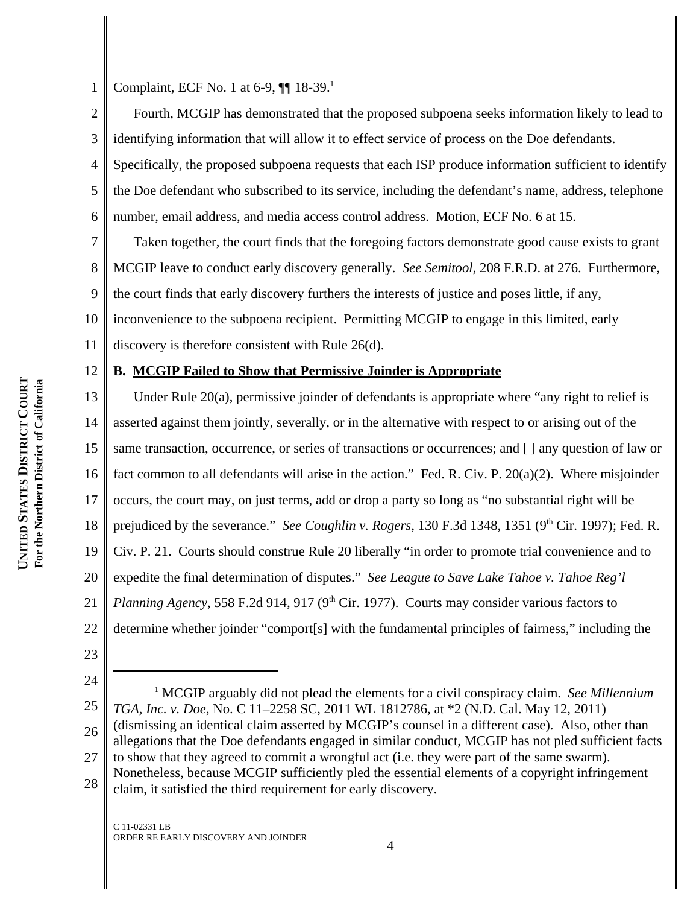Complaint, ECF No. 1 at 6-9, ¶¶ 18-39.[1]

Fourth, MCGIP has demonstrated that the proposed subpoena seeks information likely to lead to identifying information that will allow it to effect service of process on the Doe defendants. Specifically, the proposed subpoena requests that each ISP produce information sufficient to identify the Doe defendant who subscribed to its service, including the defendant's name, address, telephone number, email address, and media access control address. Motion, ECF No. 6 at 15.

Taken together, the court finds that the foregoing factors demonstrate good cause exists to grant MCGIP leave to conduct early discovery generally. *See Semitool*, 208 F.R.D. at 276. Furthermore, the court finds that early discovery furthers the interests of justice and poses little, if any, inconvenience to the subpoena recipient. Permitting MCGIP to engage in this limited, early discovery is therefore consistent with Rule 26(d).

### B. MCGIP Failed to Show that Permissive Joinder is Appropriate

Under Rule 20(a), permissive joinder of defendants is appropriate where "any right to relief is asserted against them jointly, severally, or in the alternative with respect to or arising out of the same transaction, occurrence, or series of transactions or occurrences; and [ ] any question of law or fact common to all defendants will arise in the action." Fed. R. Civ. P. 20(a)(2). Where misjoinder occurs, the court may, on just terms, add or drop a party so long as "no substantial right will be prejudiced by the severance." *See Coughlin v. Rogers*, 130 F.3d 1348, 1351 (9th Cir. 1997); Fed. R. Civ. P. 21. Courts should construe Rule 20 liberally "in order to promote trial convenience and to expedite the final determination of disputes." *See League to Save Lake Tahoe v. Tahoe Reg'l Planning Agency*, 558 F.2d 914, 917 (9th Cir. 1977). Courts may consider various factors to determine whether joinder "comport[s] with the fundamental principles of fairness," including the

---

[1] MCGIP arguably did not plead the elements for a civil conspiracy claim. *See Millennium TGA, Inc. v. Doe*, No. C 11–2258 SC, 2011 WL 1812786, at *2 (N.D. Cal. May 12, 2011) (dismissing an identical claim asserted by MCGIP's counsel in a different case). Also, other than allegations that the Doe defendants engaged in similar conduct, MCGIP has not pled sufficient facts to show that they agreed to commit a wrongful act (i.e. they were part of the same swarm). Nonetheless, because MCGIP sufficiently pled the essential elements of a copyright infringement claim, it satisfied the third requirement for early discovery.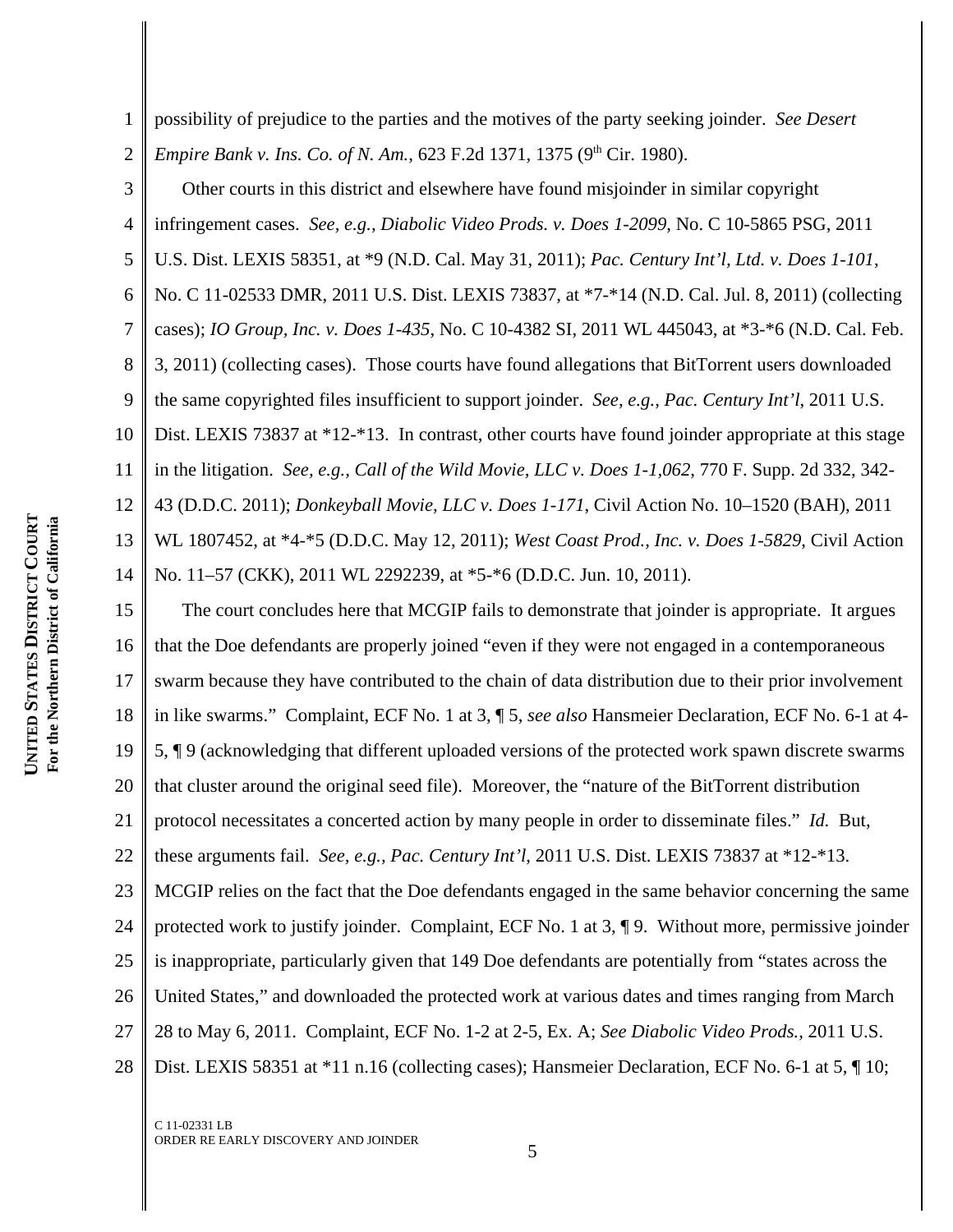possibility of prejudice to the parties and the motives of the party seeking joinder. *See Desert Empire Bank v. Ins. Co. of N. Am.*, 623 F.2d 1371, 1375 (9th Cir. 1980).

Other courts in this district and elsewhere have found misjoinder in similar copyright infringement cases. *See, e.g., Diabolic Video Prods. v. Does 1-2099*, No. C 10-5865 PSG, 2011 U.S. Dist. LEXIS 58351, at *9 (N.D. Cal. May 31, 2011); *Pac. Century Int'l, Ltd. v. Does 1-101*, No. C 11-02533 DMR, 2011 U.S. Dist. LEXIS 73837, at *7-*14 (N.D. Cal. Jul. 8, 2011) (collecting cases); *IO Group, Inc. v. Does 1-435*, No. C 10-4382 SI, 2011 WL 445043, at *3-*6 (N.D. Cal. Feb. 3, 2011) (collecting cases). Those courts have found allegations that BitTorrent users downloaded the same copyrighted files insufficient to support joinder. *See, e.g., Pac. Century Int'l*, 2011 U.S. Dist. LEXIS 73837 at *12-*13. In contrast, other courts have found joinder appropriate at this stage in the litigation. *See, e.g., Call of the Wild Movie, LLC v. Does 1-1,062*, 770 F. Supp. 2d 332, 342-43 (D.D.C. 2011); *Donkeyball Movie, LLC v. Does 1-171*, Civil Action No. 10–1520 (BAH), 2011 WL 1807452, at *4-*5 (D.D.C. May 12, 2011); *West Coast Prod., Inc. v. Does 1-5829*, Civil Action No. 11–57 (CKK), 2011 WL 2292239, at *5-*6 (D.D.C. Jun. 10, 2011).

The court concludes here that MCGIP fails to demonstrate that joinder is appropriate. It argues that the Doe defendants are properly joined "even if they were not engaged in a contemporaneous swarm because they have contributed to the chain of data distribution due to their prior involvement in like swarms." Complaint, ECF No. 1 at 3, ¶ 5, *see also* Hansmeier Declaration, ECF No. 6-1 at 4-5, ¶ 9 (acknowledging that different uploaded versions of the protected work spawn discrete swarms that cluster around the original seed file). Moreover, the "nature of the BitTorrent distribution protocol necessitates a concerted action by many people in order to disseminate files." *Id.* But, these arguments fail. *See, e.g., Pac. Century Int'l*, 2011 U.S. Dist. LEXIS 73837 at *12-*13. MCGIP relies on the fact that the Doe defendants engaged in the same behavior concerning the same protected work to justify joinder. Complaint, ECF No. 1 at 3, ¶ 9. Without more, permissive joinder is inappropriate, particularly given that 149 Doe defendants are potentially from "states across the United States," and downloaded the protected work at various dates and times ranging from March 28 to May 6, 2011. Complaint, ECF No. 1-2 at 2-5, Ex. A; *See Diabolic Video Prods.*, 2011 U.S. Dist. LEXIS 58351 at *11 n.16 (collecting cases); Hansmeier Declaration, ECF No. 6-1 at 5, ¶ 10;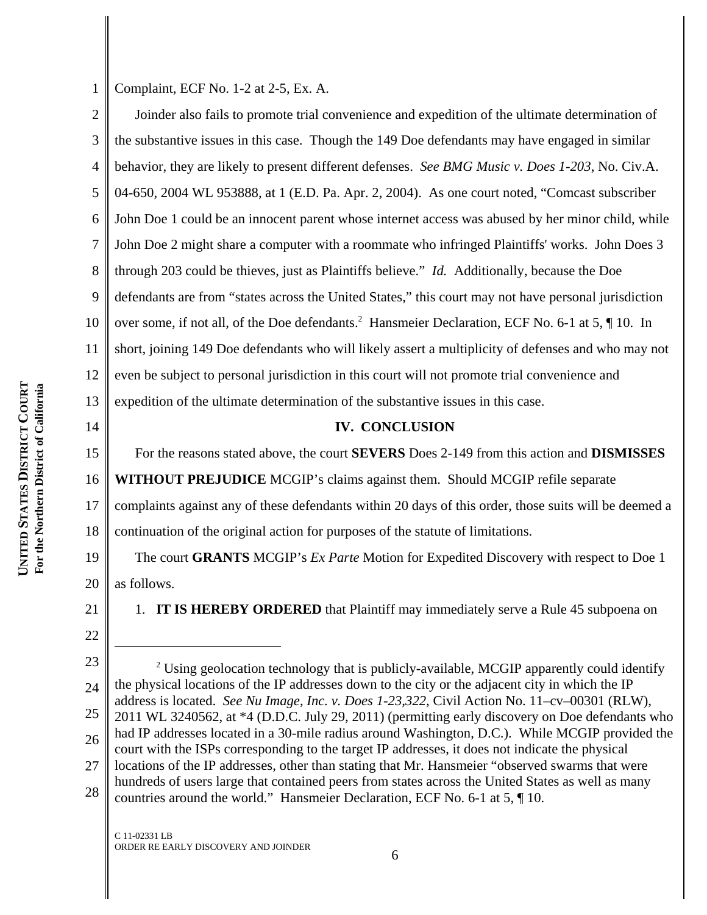Complaint, ECF No. 1-2 at 2-5, Ex. A.

Joinder also fails to promote trial convenience and expedition of the ultimate determination of the substantive issues in this case. Though the 149 Doe defendants may have engaged in similar behavior, they are likely to present different defenses. *See BMG Music v. Does 1-203*, No. Civ.A. 04-650, 2004 WL 953888, at 1 (E.D. Pa. Apr. 2, 2004). As one court noted, "Comcast subscriber John Doe 1 could be an innocent parent whose internet access was abused by her minor child, while John Doe 2 might share a computer with a roommate who infringed Plaintiffs' works. John Does 3 through 203 could be thieves, just as Plaintiffs believe." *Id.* Additionally, because the Doe defendants are from "states across the United States," this court may not have personal jurisdiction over some, if not all, of the Doe defendants.[2] Hansmeier Declaration, ECF No. 6-1 at 5, ¶ 10. In short, joining 149 Doe defendants who will likely assert a multiplicity of defenses and who may not even be subject to personal jurisdiction in this court will not promote trial convenience and expedition of the ultimate determination of the substantive issues in this case.

## IV. CONCLUSION

For the reasons stated above, the court **SEVERS** Does 2-149 from this action and **DISMISSES WITHOUT PREJUDICE** MCGIP's claims against them. Should MCGIP refile separate complaints against any of these defendants within 20 days of this order, those suits will be deemed a continuation of the original action for purposes of the statute of limitations.

The court **GRANTS** MCGIP's *Ex Parte* Motion for Expedited Discovery with respect to Doe 1 as follows.

1. **IT IS HEREBY ORDERED** that Plaintiff may immediately serve a Rule 45 subpoena on

---

[2] Using geolocation technology that is publicly-available, MCGIP apparently could identify the physical locations of the IP addresses down to the city or the adjacent city in which the IP address is located. *See Nu Image, Inc. v. Does 1-23,322*, Civil Action No. 11–cv–00301 (RLW), 2011 WL 3240562, at *4 (D.D.C. July 29, 2011) (permitting early discovery on Doe defendants who had IP addresses located in a 30-mile radius around Washington, D.C.). While MCGIP provided the court with the ISPs corresponding to the target IP addresses, it does not indicate the physical locations of the IP addresses, other than stating that Mr. Hansmeier "observed swarms that were hundreds of users large that contained peers from states across the United States as well as many countries around the world." Hansmeier Declaration, ECF No. 6-1 at 5, ¶ 10.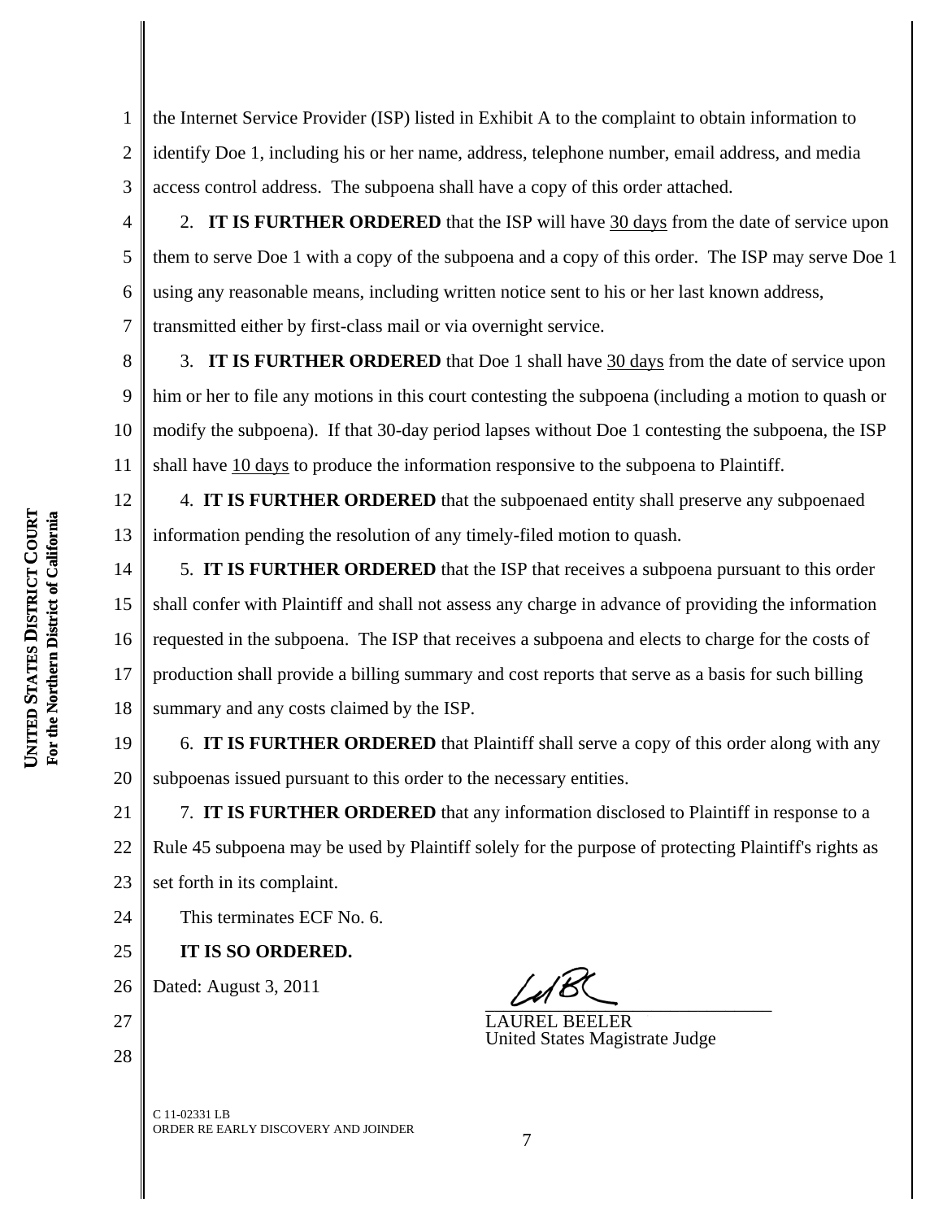the Internet Service Provider (ISP) listed in Exhibit A to the complaint to obtain information to identify Doe 1, including his or her name, address, telephone number, email address, and media access control address. The subpoena shall have a copy of this order attached.

2. **IT IS FURTHER ORDERED** that the ISP will have 30 days from the date of service upon them to serve Doe 1 with a copy of the subpoena and a copy of this order. The ISP may serve Doe 1 using any reasonable means, including written notice sent to his or her last known address, transmitted either by first-class mail or via overnight service.

3. **IT IS FURTHER ORDERED** that Doe 1 shall have 30 days from the date of service upon him or her to file any motions in this court contesting the subpoena (including a motion to quash or modify the subpoena). If that 30-day period lapses without Doe 1 contesting the subpoena, the ISP shall have 10 days to produce the information responsive to the subpoena to Plaintiff.

4. **IT IS FURTHER ORDERED** that the subpoenaed entity shall preserve any subpoenaed information pending the resolution of any timely-filed motion to quash.

5. **IT IS FURTHER ORDERED** that the ISP that receives a subpoena pursuant to this order shall confer with Plaintiff and shall not assess any charge in advance of providing the information requested in the subpoena. The ISP that receives a subpoena and elects to charge for the costs of production shall provide a billing summary and cost reports that serve as a basis for such billing summary and any costs claimed by the ISP.

6. **IT IS FURTHER ORDERED** that Plaintiff shall serve a copy of this order along with any subpoenas issued pursuant to this order to the necessary entities.

7. **IT IS FURTHER ORDERED** that any information disclosed to Plaintiff in response to a Rule 45 subpoena may be used by Plaintiff solely for the purpose of protecting Plaintiff's rights as set forth in its complaint.

This terminates ECF No. 6.

**IT IS SO ORDERED.**

Dated: August 3, 2011

LAUREL BEELER
United States Magistrate Judge

C 11-02331 LB
ORDER RE EARLY DISCOVERY AND JOINDER